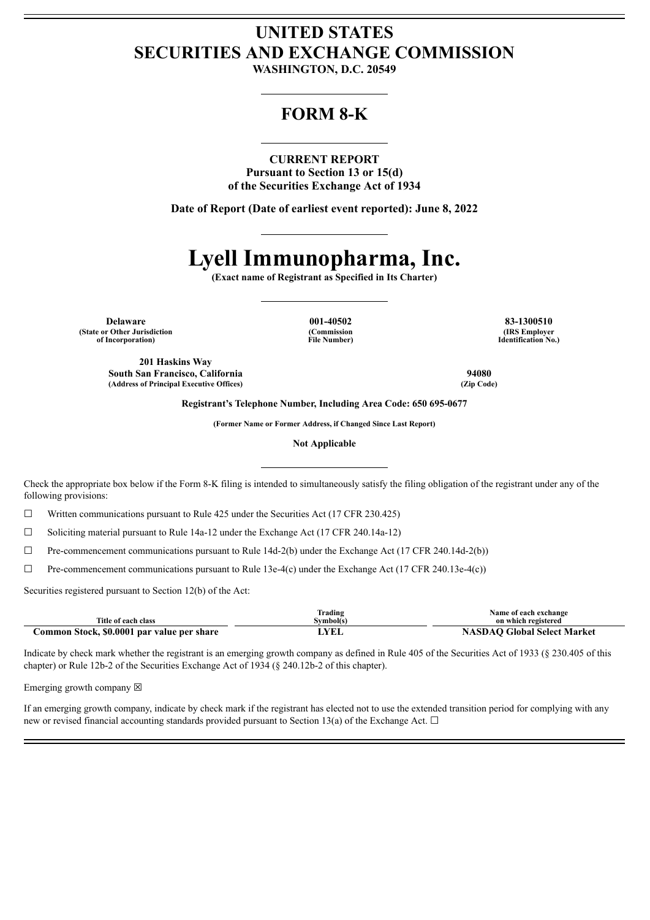# UNITED STATES
# SECURITIES AND EXCHANGE COMMISSION

**WASHINGTON, D.C. 20549**

## FORM 8-K

**CURRENT REPORT**
**Pursuant to Section 13 or 15(d)**
**of the Securities Exchange Act of 1934**

**Date of Report (Date of earliest event reported): June 8, 2022**

# Lyell Immunopharma, Inc.

**(Exact name of Registrant as Specified in Its Charter)**

| **Delaware** | **001-40502** | **83-1300510** |
|---|---|---|
| **(State or Other Jurisdiction of Incorporation)** | **(Commission File Number)** | **(IRS Employer Identification No.)** |

| **201 Haskins Way South San Francisco, California** | **94080** |
|---|---|
| **(Address of Principal Executive Offices)** | **(Zip Code)** |

**Registrant's Telephone Number, Including Area Code: 650 695-0677**

**(Former Name or Former Address, if Changed Since Last Report)**

**Not Applicable**

Check the appropriate box below if the Form 8-K filing is intended to simultaneously satisfy the filing obligation of the registrant under any of the following provisions:

☐ Written communications pursuant to Rule 425 under the Securities Act (17 CFR 230.425)

☐ Soliciting material pursuant to Rule 14a-12 under the Exchange Act (17 CFR 240.14a-12)

☐ Pre-commencement communications pursuant to Rule 14d-2(b) under the Exchange Act (17 CFR 240.14d-2(b))

☐ Pre-commencement communications pursuant to Rule 13e-4(c) under the Exchange Act (17 CFR 240.13e-4(c))

Securities registered pursuant to Section 12(b) of the Act:

| Title of each class | Trading Symbol(s) | Name of each exchange on which registered |
|---|---|---|
| **Common Stock, $0.0001 par value per share** | **LYEL** | **NASDAQ Global Select Market** |

Indicate by check mark whether the registrant is an emerging growth company as defined in Rule 405 of the Securities Act of 1933 (§ 230.405 of this chapter) or Rule 12b-2 of the Securities Exchange Act of 1934 (§ 240.12b-2 of this chapter).

Emerging growth company ☒

If an emerging growth company, indicate by check mark if the registrant has elected not to use the extended transition period for complying with any new or revised financial accounting standards provided pursuant to Section 13(a) of the Exchange Act. ☐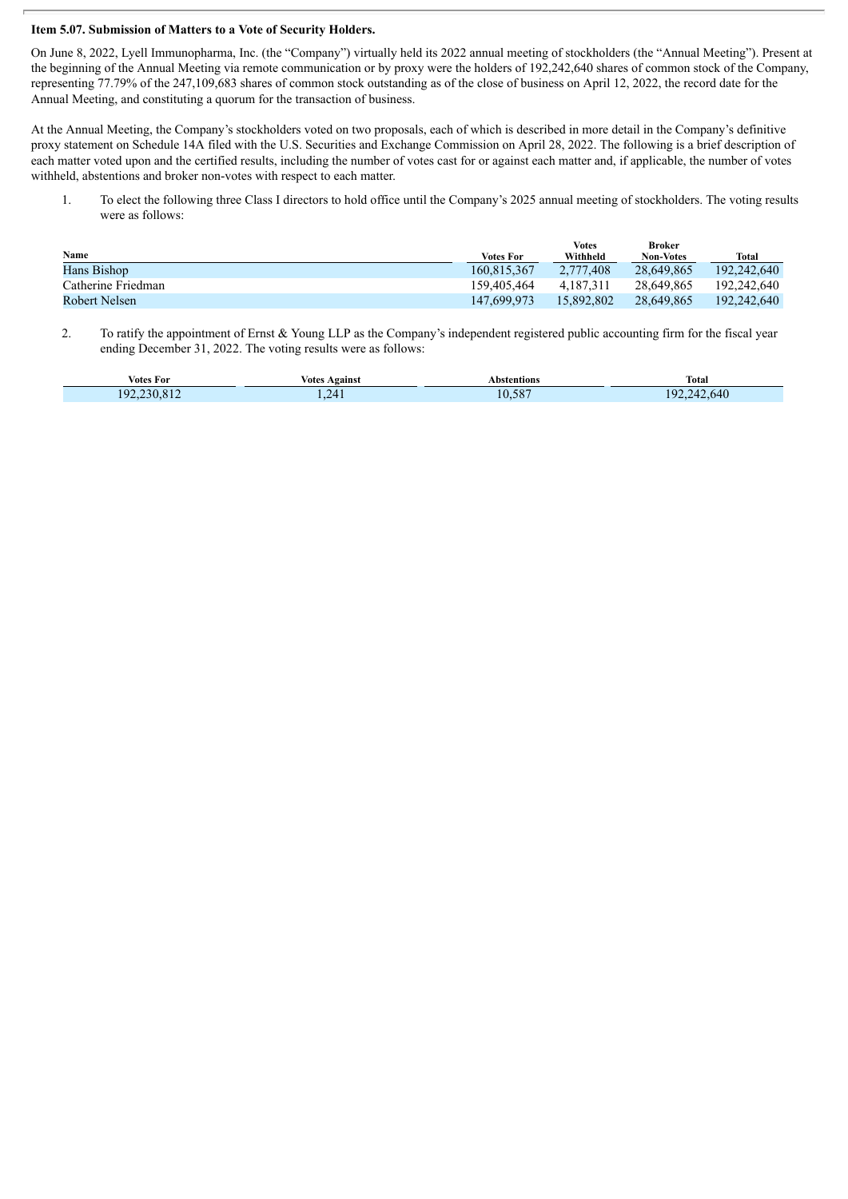**Item 5.07. Submission of Matters to a Vote of Security Holders.**

On June 8, 2022, Lyell Immunopharma, Inc. (the "Company") virtually held its 2022 annual meeting of stockholders (the "Annual Meeting"). Present at the beginning of the Annual Meeting via remote communication or by proxy were the holders of 192,242,640 shares of common stock of the Company, representing 77.79% of the 247,109,683 shares of common stock outstanding as of the close of business on April 12, 2022, the record date for the Annual Meeting, and constituting a quorum for the transaction of business.

At the Annual Meeting, the Company's stockholders voted on two proposals, each of which is described in more detail in the Company's definitive proxy statement on Schedule 14A filed with the U.S. Securities and Exchange Commission on April 28, 2022. The following is a brief description of each matter voted upon and the certified results, including the number of votes cast for or against each matter and, if applicable, the number of votes withheld, abstentions and broker non-votes with respect to each matter.

1. To elect the following three Class I directors to hold office until the Company's 2025 annual meeting of stockholders. The voting results were as follows:

| Name | Votes For | Votes Withheld | Broker Non-Votes | Total |
|---|---|---|---|---|
| Hans Bishop | 160,815,367 | 2,777,408 | 28,649,865 | 192,242,640 |
| Catherine Friedman | 159,405,464 | 4,187,311 | 28,649,865 | 192,242,640 |
| Robert Nelsen | 147,699,973 | 15,892,802 | 28,649,865 | 192,242,640 |

2. To ratify the appointment of Ernst & Young LLP as the Company's independent registered public accounting firm for the fiscal year ending December 31, 2022. The voting results were as follows:

| Votes For | Votes Against | Abstentions | Total |
|---|---|---|---|
| 192,230,812 | 1,241 | 10,587 | 192,242,640 |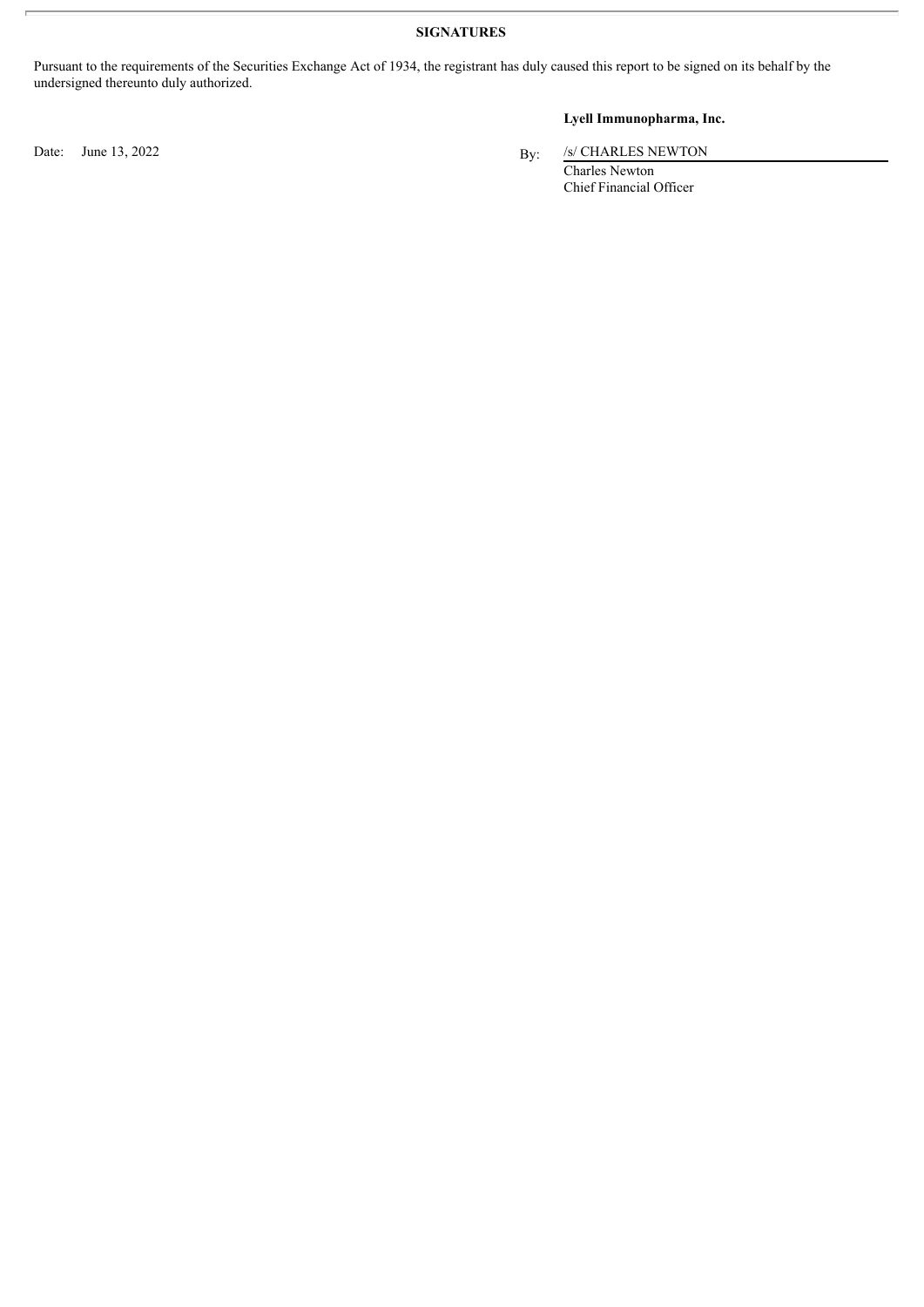**SIGNATURES**

Pursuant to the requirements of the Securities Exchange Act of 1934, the registrant has duly caused this report to be signed on its behalf by the undersigned thereunto duly authorized.

| | |
|---|---|
| | **Lyell Immunopharma, Inc.** |
| Date: June 13, 2022 | By: /s/ CHARLES NEWTON |
| | Charles Newton |
| | Chief Financial Officer |